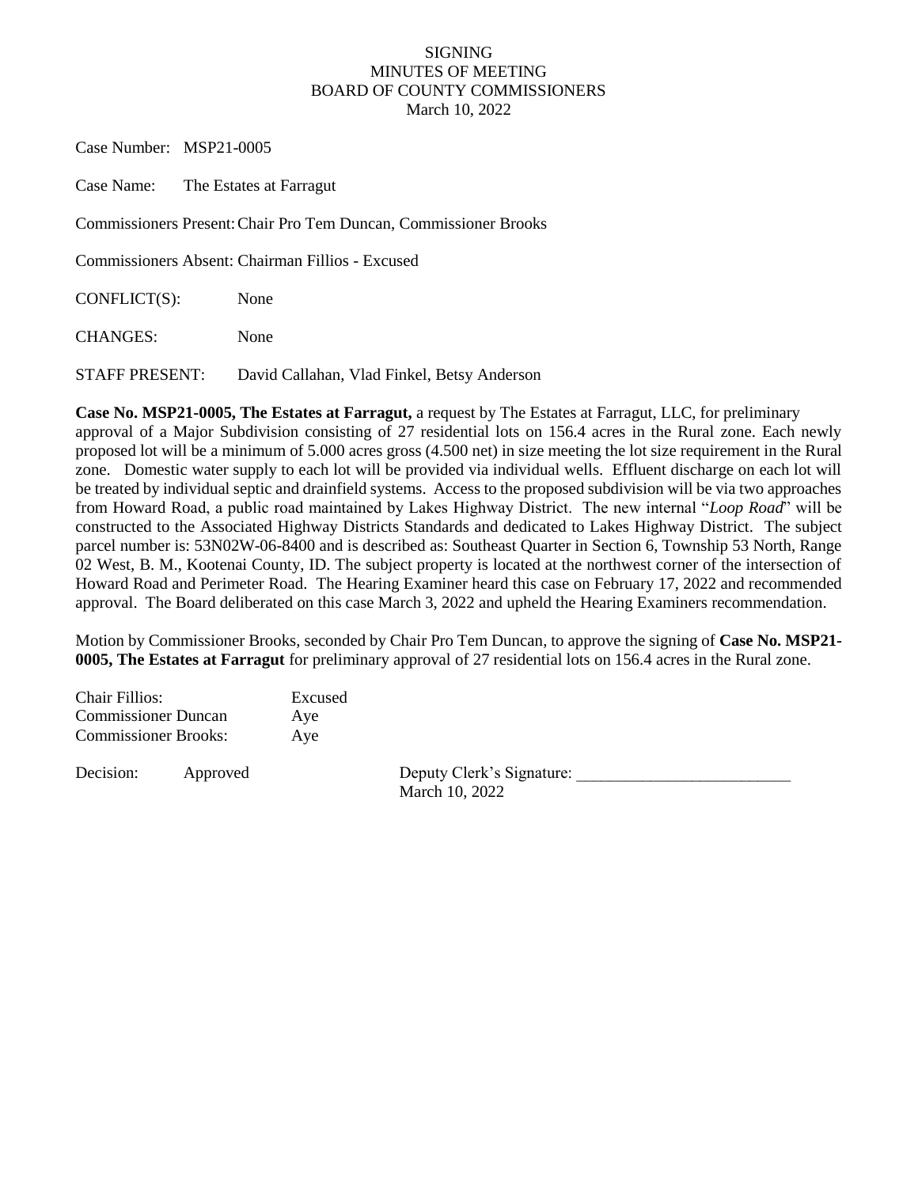# SIGNING
## MINUTES OF MEETING
## BOARD OF COUNTY COMMISSIONERS
March 10, 2022

Case Number: MSP21-0005

Case Name: The Estates at Farragut

Commissioners Present: Chair Pro Tem Duncan, Commissioner Brooks

Commissioners Absent: Chairman Fillios - Excused

CONFLICT(S): None

CHANGES: None

STAFF PRESENT: David Callahan, Vlad Finkel, Betsy Anderson

**Case No. MSP21-0005, The Estates at Farragut,** a request by The Estates at Farragut, LLC, for preliminary approval of a Major Subdivision consisting of 27 residential lots on 156.4 acres in the Rural zone. Each newly proposed lot will be a minimum of 5.000 acres gross (4.500 net) in size meeting the lot size requirement in the Rural zone. Domestic water supply to each lot will be provided via individual wells. Effluent discharge on each lot will be treated by individual septic and drainfield systems. Access to the proposed subdivision will be via two approaches from Howard Road, a public road maintained by Lakes Highway District. The new internal "*Loop Road*" will be constructed to the Associated Highway Districts Standards and dedicated to Lakes Highway District. The subject parcel number is: 53N02W-06-8400 and is described as: Southeast Quarter in Section 6, Township 53 North, Range 02 West, B. M., Kootenai County, ID. The subject property is located at the northwest corner of the intersection of Howard Road and Perimeter Road. The Hearing Examiner heard this case on February 17, 2022 and recommended approval. The Board deliberated on this case March 3, 2022 and upheld the Hearing Examiners recommendation.

Motion by Commissioner Brooks, seconded by Chair Pro Tem Duncan, to approve the signing of **Case No. MSP21-0005, The Estates at Farragut** for preliminary approval of 27 residential lots on 156.4 acres in the Rural zone.

| | |
|---|---|
| Chair Fillios: | Excused |
| Commissioner Duncan | Aye |
| Commissioner Brooks: | Aye |

Decision: Approved

Deputy Clerk's Signature: __________________________
March 10, 2022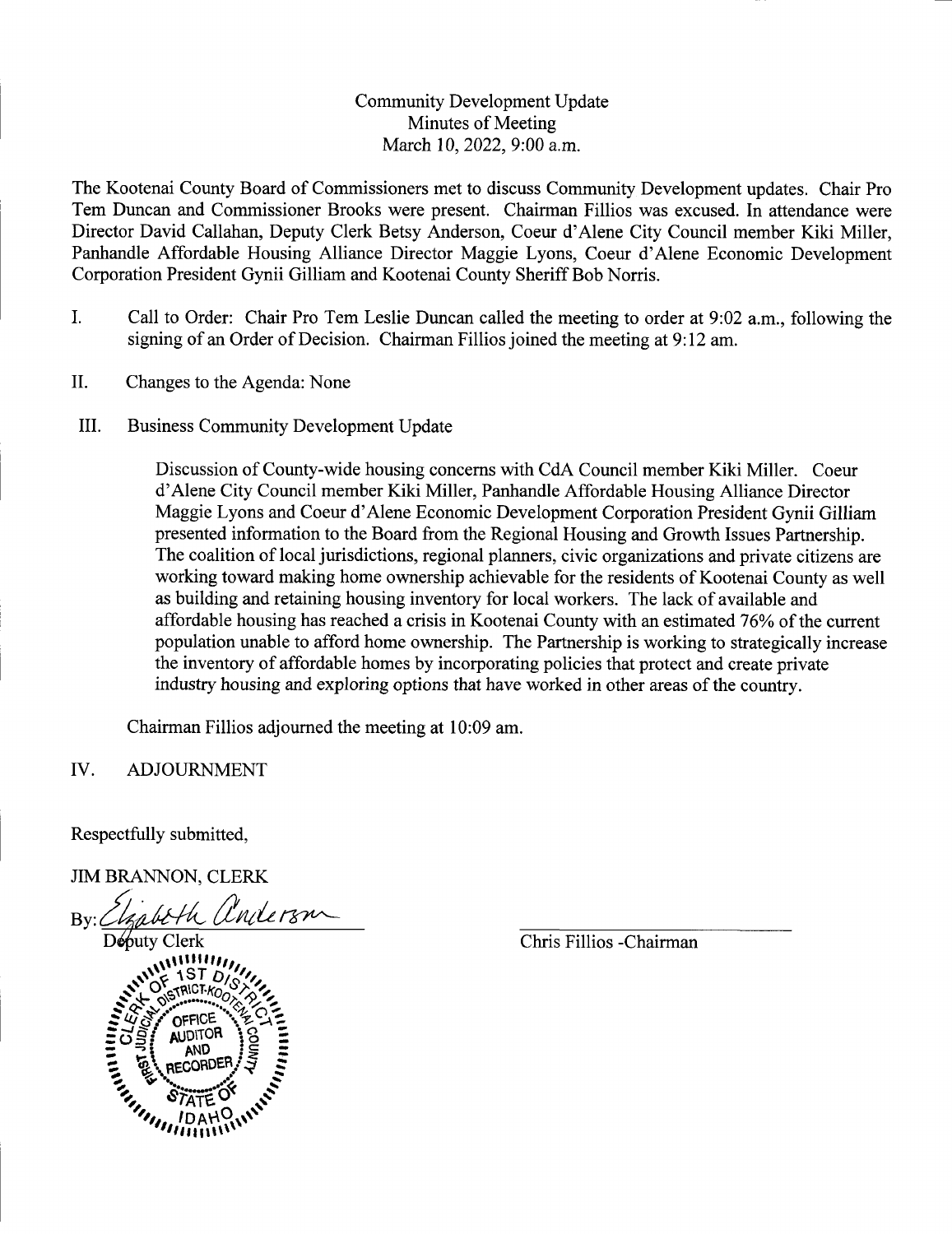Community Development Update
Minutes of Meeting
March 10, 2022, 9:00 a.m.

The Kootenai County Board of Commissioners met to discuss Community Development updates. Chair Pro Tem Duncan and Commissioner Brooks were present. Chairman Fillios was excused. In attendance were Director David Callahan, Deputy Clerk Betsy Anderson, Coeur d'Alene City Council member Kiki Miller, Panhandle Affordable Housing Alliance Director Maggie Lyons, Coeur d'Alene Economic Development Corporation President Gynii Gilliam and Kootenai County Sheriff Bob Norris.

I. Call to Order: Chair Pro Tem Leslie Duncan called the meeting to order at 9:02 a.m., following the signing of an Order of Decision. Chairman Fillios joined the meeting at 9:12 am.

II. Changes to the Agenda: None

III. Business Community Development Update

Discussion of County-wide housing concerns with CdA Council member Kiki Miller. Coeur d'Alene City Council member Kiki Miller, Panhandle Affordable Housing Alliance Director Maggie Lyons and Coeur d'Alene Economic Development Corporation President Gynii Gilliam presented information to the Board from the Regional Housing and Growth Issues Partnership. The coalition of local jurisdictions, regional planners, civic organizations and private citizens are working toward making home ownership achievable for the residents of Kootenai County as well as building and retaining housing inventory for local workers. The lack of available and affordable housing has reached a crisis in Kootenai County with an estimated 76% of the current population unable to afford home ownership. The Partnership is working to strategically increase the inventory of affordable homes by incorporating policies that protect and create private industry housing and exploring options that have worked in other areas of the country.

Chairman Fillios adjourned the meeting at 10:09 am.

IV. ADJOURNMENT

Respectfully submitted,

JIM BRANNON, CLERK

By: Elizabeth Anderson
Deputy Clerk

Chris Fillios -Chairman

CLERK OF 1ST DISTRICT-KOOTENAI COUNTY FIRST JUDICIAL DISTRICT
OFFICE AUDITOR AND RECORDER
STATE OF IDAHO